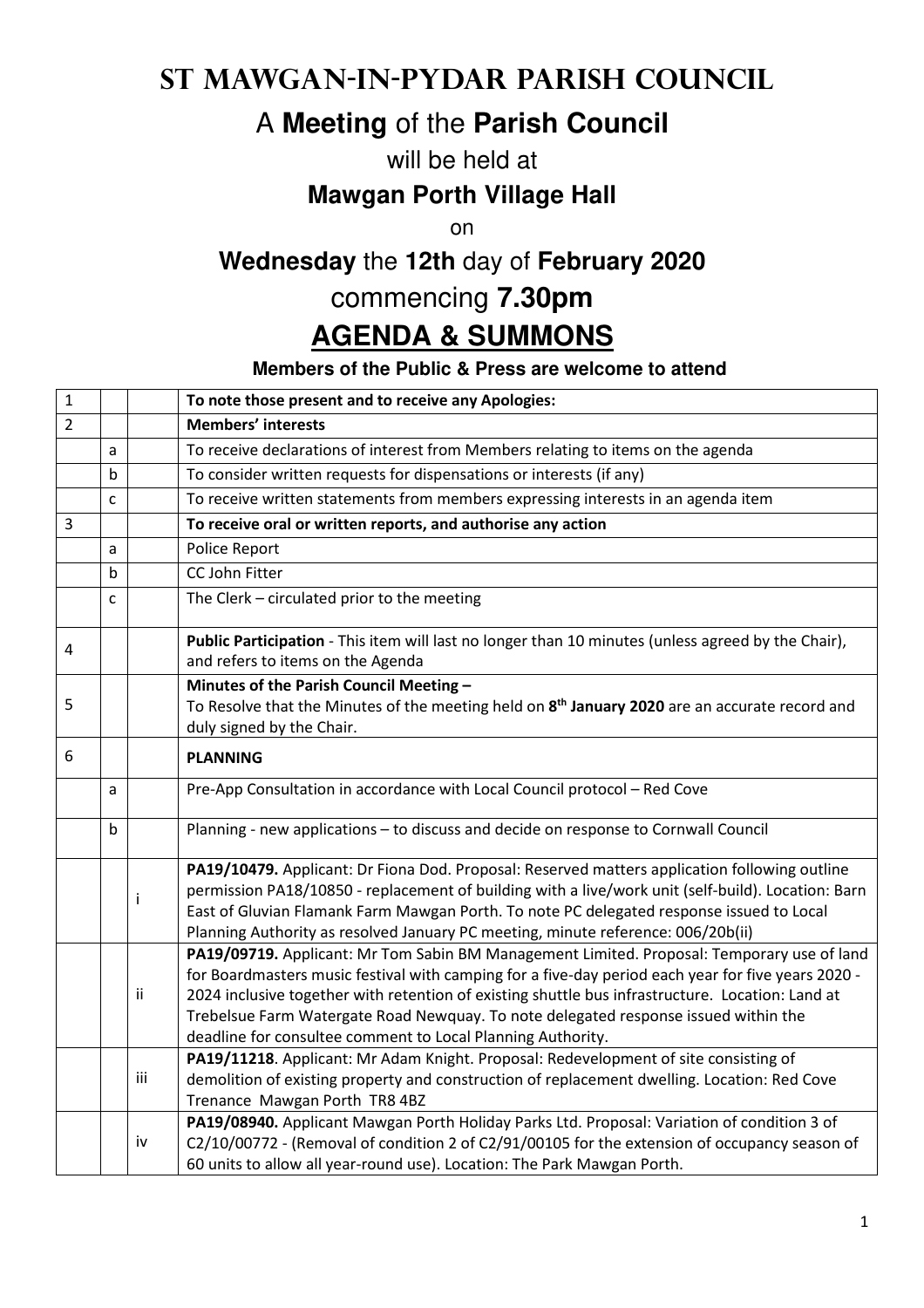# ST MAWGAN-IN-PYDAR PARISH COUNCIL

## A **Meeting** of the **Parish Council**

will be held at

### **Mawgan Porth Village Hall**

on

### **Wednesday** the **12th** day of **February 2020**

## commencing **7.30pm**

# **AGENDA & SUMMONS**

**Members of the Public & Press are welcome to attend**

| | | | |
|---|---|---|---|
| 1 | | | **To note those present and to receive any Apologies:** |
| 2 | | | **Members' interests** |
| | a | | To receive declarations of interest from Members relating to items on the agenda |
| | b | | To consider written requests for dispensations or interests (if any) |
| | c | | To receive written statements from members expressing interests in an agenda item |
| 3 | | | **To receive oral or written reports, and authorise any action** |
| | a | | Police Report |
| | b | | CC John Fitter |
| | c | | The Clerk – circulated prior to the meeting |
| 4 | | | **Public Participation** - This item will last no longer than 10 minutes (unless agreed by the Chair), and refers to items on the Agenda |
| 5 | | | **Minutes of the Parish Council Meeting –** To Resolve that the Minutes of the meeting held on **8th January 2020** are an accurate record and duly signed by the Chair. |
| 6 | | | **PLANNING** |
| | a | | Pre-App Consultation in accordance with Local Council protocol – Red Cove |
| | b | | Planning - new applications – to discuss and decide on response to Cornwall Council |
| | | i | **PA19/10479.** Applicant: Dr Fiona Dod. Proposal: Reserved matters application following outline permission PA18/10850 - replacement of building with a live/work unit (self-build). Location: Barn East of Gluvian Flamank Farm Mawgan Porth. To note PC delegated response issued to Local Planning Authority as resolved January PC meeting, minute reference: 006/20b(ii) |
| | | ii | **PA19/09719.** Applicant: Mr Tom Sabin BM Management Limited. Proposal: Temporary use of land for Boardmasters music festival with camping for a five-day period each year for five years 2020 - 2024 inclusive together with retention of existing shuttle bus infrastructure. Location: Land at Trebelsue Farm Watergate Road Newquay. To note delegated response issued within the deadline for consultee comment to Local Planning Authority. |
| | | iii | **PA19/11218**. Applicant: Mr Adam Knight. Proposal: Redevelopment of site consisting of demolition of existing property and construction of replacement dwelling. Location: Red Cove Trenance Mawgan Porth TR8 4BZ |
| | | iv | **PA19/08940.** Applicant Mawgan Porth Holiday Parks Ltd. Proposal: Variation of condition 3 of C2/10/00772 - (Removal of condition 2 of C2/91/00105 for the extension of occupancy season of 60 units to allow all year-round use). Location: The Park Mawgan Porth. |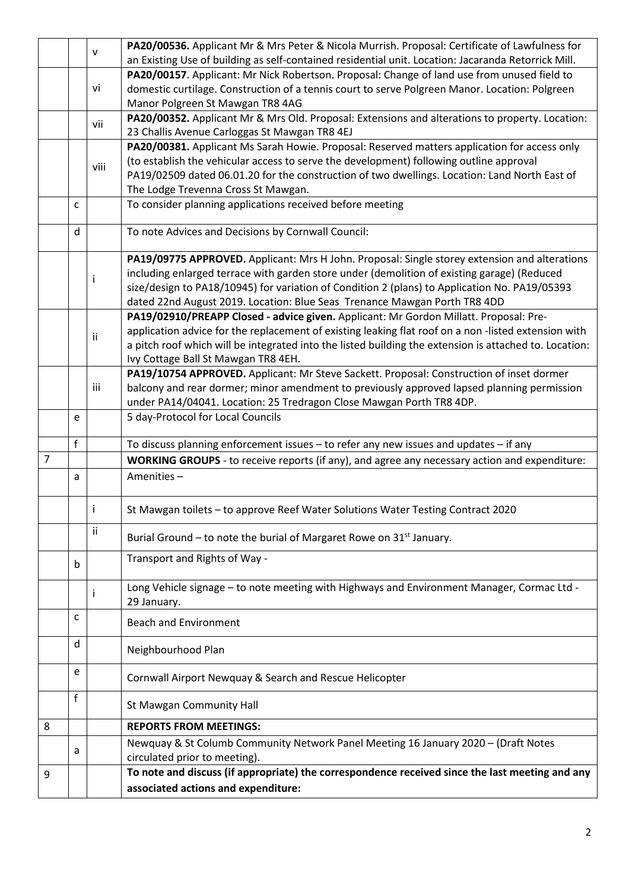|  |  |  |  |
|---|---|---|---|
|  |  | v | **PA20/00536.** Applicant Mr & Mrs Peter & Nicola Murrish. Proposal: Certificate of Lawfulness for an Existing Use of building as self-contained residential unit. Location: Jacaranda Retorrick Mill. |
|  |  | vi | **PA20/00157**. Applicant: Mr Nick Robertson. Proposal: Change of land use from unused field to domestic curtilage. Construction of a tennis court to serve Polgreen Manor. Location: Polgreen Manor Polgreen St Mawgan TR8 4AG |
|  |  | vii | **PA20/00352.** Applicant Mr & Mrs Old. Proposal: Extensions and alterations to property. Location: 23 Challis Avenue Carloggas St Mawgan TR8 4EJ |
|  |  | viii | **PA20/00381.** Applicant Ms Sarah Howie. Proposal: Reserved matters application for access only (to establish the vehicular access to serve the development) following outline approval PA19/02509 dated 06.01.20 for the construction of two dwellings. Location: Land North East of The Lodge Trevenna Cross St Mawgan. |
|  | c |  | To consider planning applications received before meeting |
|  | d |  | To note Advices and Decisions by Cornwall Council: |
|  |  | i | **PA19/09775 APPROVED.** Applicant: Mrs H John. Proposal: Single storey extension and alterations including enlarged terrace with garden store under (demolition of existing garage) (Reduced size/design to PA18/10945) for variation of Condition 2 (plans) to Application No. PA19/05393 dated 22nd August 2019. Location: Blue Seas Trenance Mawgan Porth TR8 4DD |
|  |  | ii | **PA19/02910/PREAPP Closed - advice given.** Applicant: Mr Gordon Millatt. Proposal: Pre-application advice for the replacement of existing leaking flat roof on a non -listed extension with a pitch roof which will be integrated into the listed building the extension is attached to. Location: Ivy Cottage Ball St Mawgan TR8 4EH. |
|  |  | iii | **PA19/10754 APPROVED.** Applicant: Mr Steve Sackett. Proposal: Construction of inset dormer balcony and rear dormer; minor amendment to previously approved lapsed planning permission under PA14/04041. Location: 25 Tredragon Close Mawgan Porth TR8 4DP. |
|  | e |  | 5 day-Protocol for Local Councils |
|  | f |  | To discuss planning enforcement issues – to refer any new issues and updates – if any |
| 7 |  |  | **WORKING GROUPS** - to receive reports (if any), and agree any necessary action and expenditure: |
|  | a |  | Amenities – |
|  |  | i | St Mawgan toilets – to approve Reef Water Solutions Water Testing Contract 2020 |
|  |  | ii | Burial Ground – to note the burial of Margaret Rowe on 31st January. |
|  | b |  | Transport and Rights of Way - |
|  |  | i | Long Vehicle signage – to note meeting with Highways and Environment Manager, Cormac Ltd - 29 January. |
|  | c |  | Beach and Environment |
|  | d |  | Neighbourhood Plan |
|  | e |  | Cornwall Airport Newquay & Search and Rescue Helicopter |
|  | f |  | St Mawgan Community Hall |
| 8 |  |  | **REPORTS FROM MEETINGS:** |
|  | a |  | Newquay & St Columb Community Network Panel Meeting 16 January 2020 – (Draft Notes circulated prior to meeting). |
| 9 |  |  | **To note and discuss (if appropriate) the correspondence received since the last meeting and any associated actions and expenditure:** |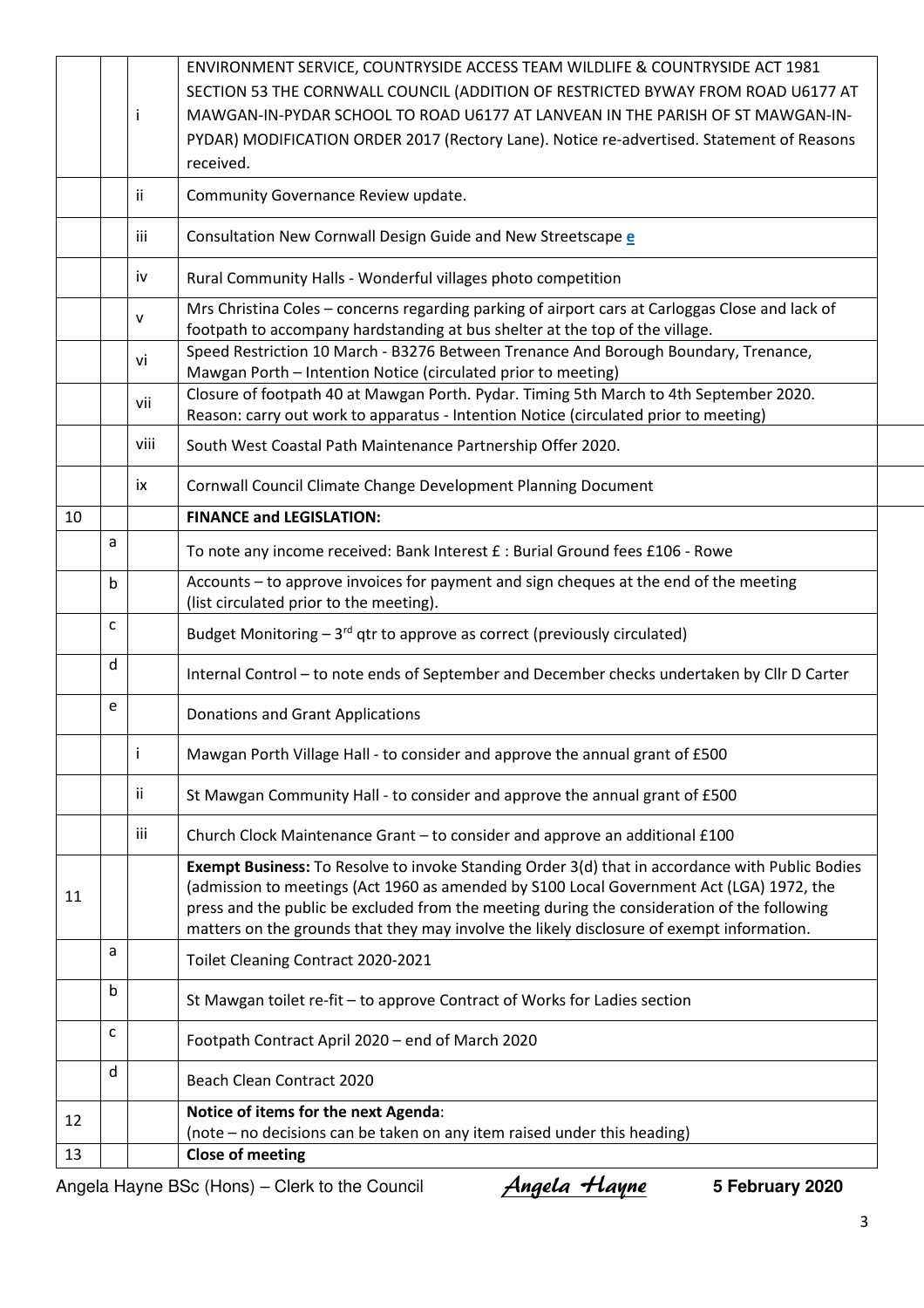| | | | |
|---|---|---|---|
| | | i | ENVIRONMENT SERVICE, COUNTRYSIDE ACCESS TEAM WILDLIFE & COUNTRYSIDE ACT 1981 SECTION 53 THE CORNWALL COUNCIL (ADDITION OF RESTRICTED BYWAY FROM ROAD U6177 AT MAWGAN-IN-PYDAR SCHOOL TO ROAD U6177 AT LANVEAN IN THE PARISH OF ST MAWGAN-IN-PYDAR) MODIFICATION ORDER 2017 (Rectory Lane). Notice re-advertised. Statement of Reasons received. |
| | | ii | Community Governance Review update. |
| | | iii | Consultation New Cornwall Design Guide and New Streetscape **e** |
| | | iv | Rural Community Halls - Wonderful villages photo competition |
| | | v | Mrs Christina Coles – concerns regarding parking of airport cars at Carloggas Close and lack of footpath to accompany hardstanding at bus shelter at the top of the village. |
| | | vi | Speed Restriction 10 March - B3276 Between Trenance And Borough Boundary, Trenance, Mawgan Porth – Intention Notice (circulated prior to meeting) |
| | | vii | Closure of footpath 40 at Mawgan Porth. Pydar. Timing 5th March to 4th September 2020. Reason: carry out work to apparatus - Intention Notice (circulated prior to meeting) |
| | | viii | South West Coastal Path Maintenance Partnership Offer 2020. |
| | | ix | Cornwall Council Climate Change Development Planning Document |
| 10 | | | **FINANCE and LEGISLATION:** |
| | a | | To note any income received: Bank Interest £ : Burial Ground fees £106 - Rowe |
| | b | | Accounts – to approve invoices for payment and sign cheques at the end of the meeting (list circulated prior to the meeting). |
| | c | | Budget Monitoring – 3rd qtr to approve as correct (previously circulated) |
| | d | | Internal Control – to note ends of September and December checks undertaken by Cllr D Carter |
| | e | | Donations and Grant Applications |
| | | i | Mawgan Porth Village Hall - to consider and approve the annual grant of £500 |
| | | ii | St Mawgan Community Hall - to consider and approve the annual grant of £500 |
| | | iii | Church Clock Maintenance Grant – to consider and approve an additional £100 |
| 11 | | | **Exempt Business:** To Resolve to invoke Standing Order 3(d) that in accordance with Public Bodies (admission to meetings (Act 1960 as amended by S100 Local Government Act (LGA) 1972, the press and the public be excluded from the meeting during the consideration of the following matters on the grounds that they may involve the likely disclosure of exempt information. |
| | a | | Toilet Cleaning Contract 2020-2021 |
| | b | | St Mawgan toilet re-fit – to approve Contract of Works for Ladies section |
| | c | | Footpath Contract April 2020 – end of March 2020 |
| | d | | Beach Clean Contract 2020 |
| 12 | | | **Notice of items for the next Agenda**: (note – no decisions can be taken on any item raised under this heading) |
| 13 | | | **Close of meeting** |

Angela Hayne BSc (Hons) – Clerk to the Council *Angela Hayne* **5 February 2020**